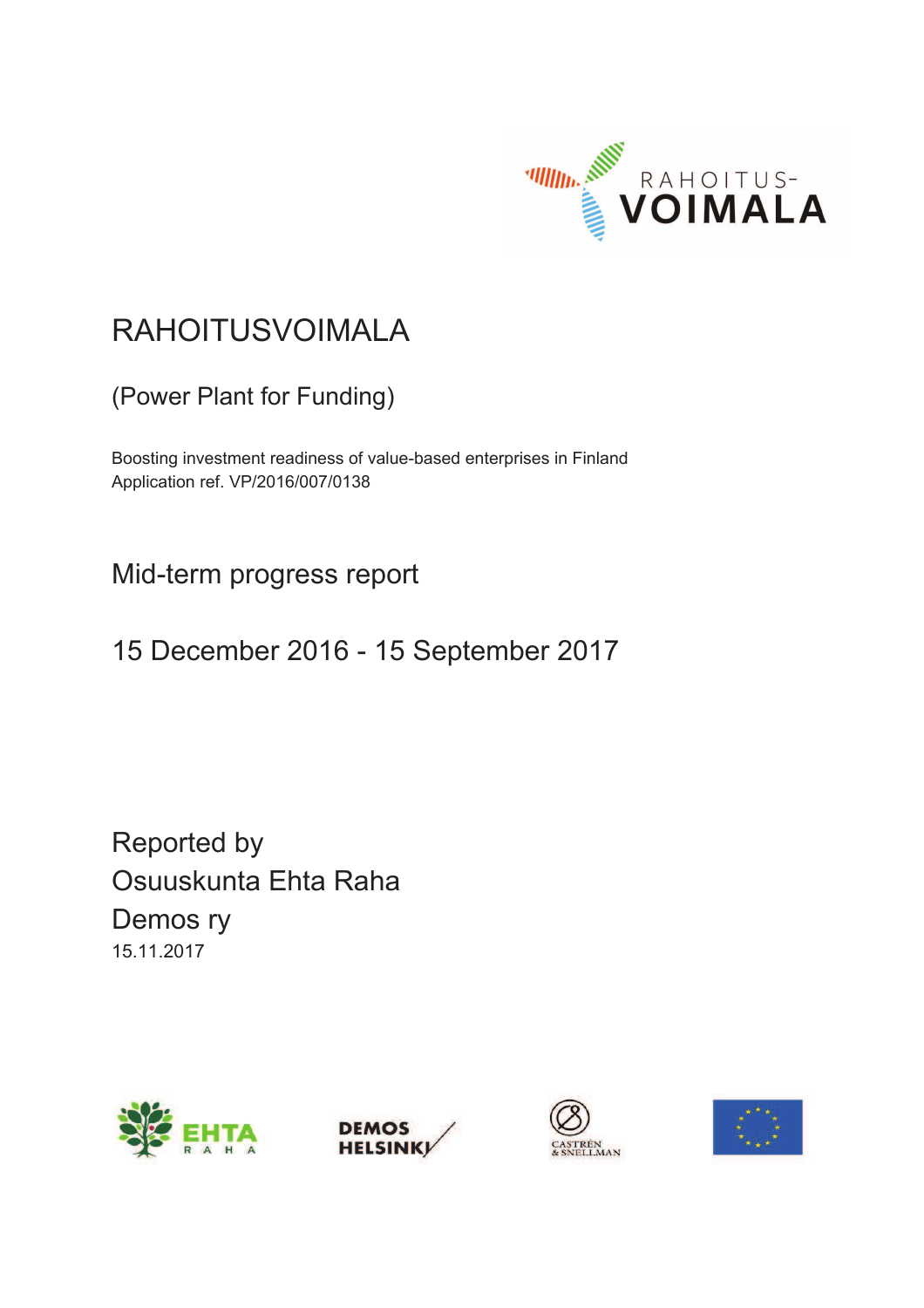# RAHOITUSVOIMALA

(Power Plant for Funding)

Boosting investment readiness of value-based enterprises in Finland
Application ref. VP/2016/007/0138

## Mid-term progress report

## 15 December 2016 - 15 September 2017

Reported by
Osuuskunta Ehta Raha
Demos ry
15.11.2017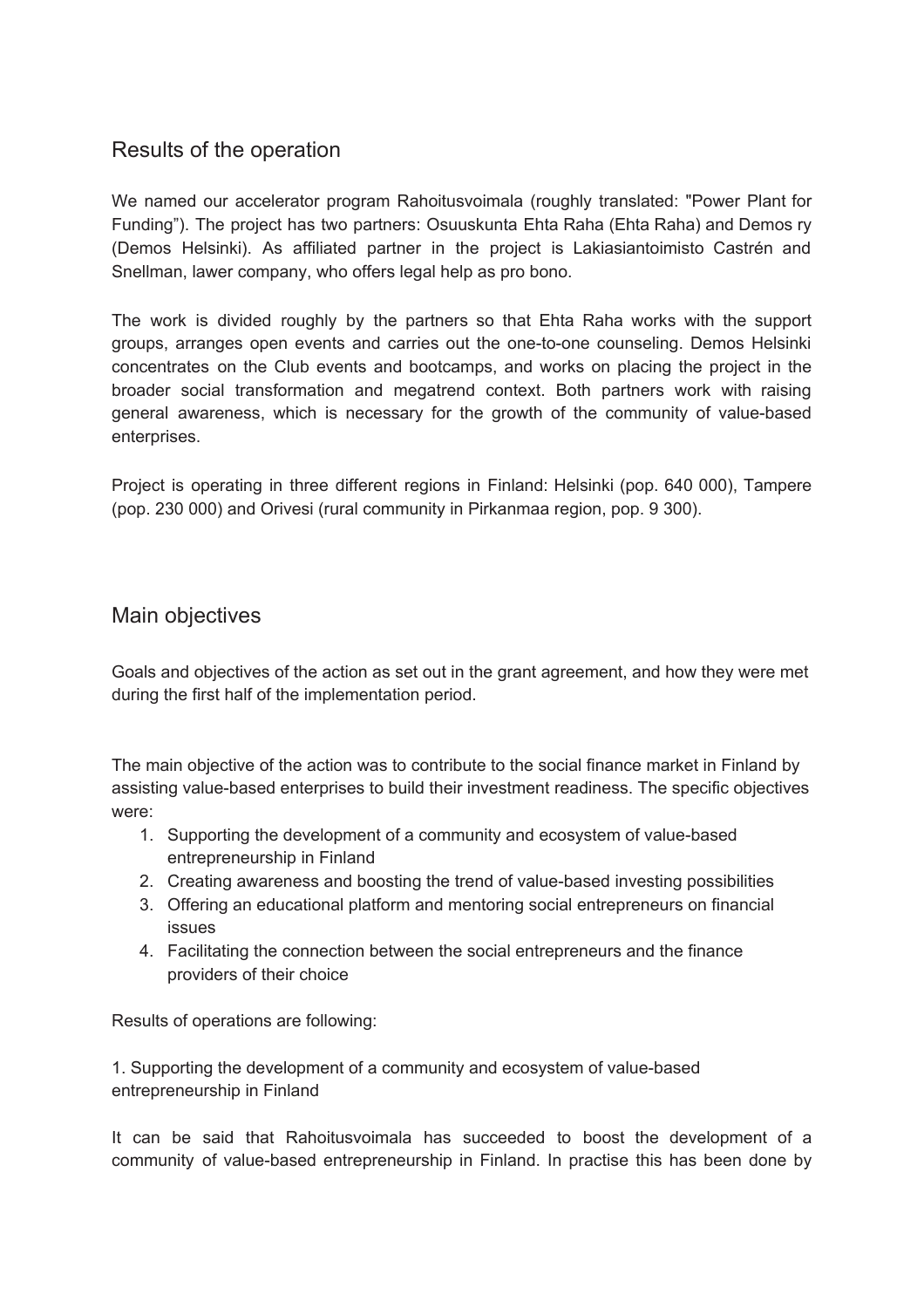## Results of the operation

We named our accelerator program Rahoitusvoimala (roughly translated: "Power Plant for Funding"). The project has two partners: Osuuskunta Ehta Raha (Ehta Raha) and Demos ry (Demos Helsinki). As affiliated partner in the project is Lakiasiantoimisto Castrén and Snellman, lawer company, who offers legal help as pro bono.

The work is divided roughly by the partners so that Ehta Raha works with the support groups, arranges open events and carries out the one-to-one counseling. Demos Helsinki concentrates on the Club events and bootcamps, and works on placing the project in the broader social transformation and megatrend context. Both partners work with raising general awareness, which is necessary for the growth of the community of value-based enterprises.

Project is operating in three different regions in Finland: Helsinki (pop. 640 000), Tampere (pop. 230 000) and Orivesi (rural community in Pirkanmaa region, pop. 9 300).

## Main objectives

Goals and objectives of the action as set out in the grant agreement, and how they were met during the first half of the implementation period.

The main objective of the action was to contribute to the social finance market in Finland by assisting value-based enterprises to build their investment readiness. The specific objectives were:

1. Supporting the development of a community and ecosystem of value-based entrepreneurship in Finland
2. Creating awareness and boosting the trend of value-based investing possibilities
3. Offering an educational platform and mentoring social entrepreneurs on financial issues
4. Facilitating the connection between the social entrepreneurs and the finance providers of their choice

Results of operations are following:

1. Supporting the development of a community and ecosystem of value-based entrepreneurship in Finland

It can be said that Rahoitusvoimala has succeeded to boost the development of a community of value-based entrepreneurship in Finland. In practise this has been done by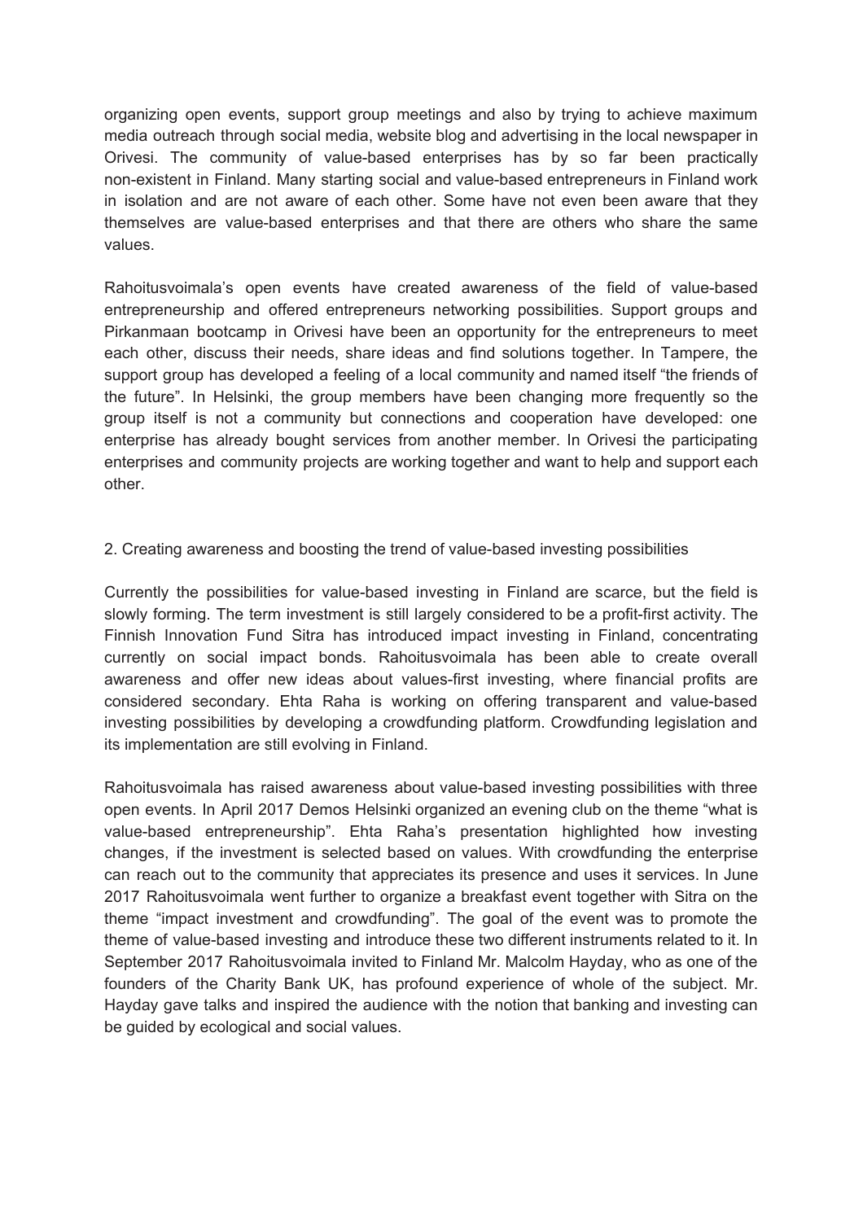organizing open events, support group meetings and also by trying to achieve maximum media outreach through social media, website blog and advertising in the local newspaper in Orivesi. The community of value-based enterprises has by so far been practically non-existent in Finland. Many starting social and value-based entrepreneurs in Finland work in isolation and are not aware of each other. Some have not even been aware that they themselves are value-based enterprises and that there are others who share the same values.

Rahoitusvoimala's open events have created awareness of the field of value-based entrepreneurship and offered entrepreneurs networking possibilities. Support groups and Pirkanmaan bootcamp in Orivesi have been an opportunity for the entrepreneurs to meet each other, discuss their needs, share ideas and find solutions together. In Tampere, the support group has developed a feeling of a local community and named itself "the friends of the future". In Helsinki, the group members have been changing more frequently so the group itself is not a community but connections and cooperation have developed: one enterprise has already bought services from another member. In Orivesi the participating enterprises and community projects are working together and want to help and support each other.

2. Creating awareness and boosting the trend of value-based investing possibilities

Currently the possibilities for value-based investing in Finland are scarce, but the field is slowly forming. The term investment is still largely considered to be a profit-first activity. The Finnish Innovation Fund Sitra has introduced impact investing in Finland, concentrating currently on social impact bonds. Rahoitusvoimala has been able to create overall awareness and offer new ideas about values-first investing, where financial profits are considered secondary. Ehta Raha is working on offering transparent and value-based investing possibilities by developing a crowdfunding platform. Crowdfunding legislation and its implementation are still evolving in Finland.

Rahoitusvoimala has raised awareness about value-based investing possibilities with three open events. In April 2017 Demos Helsinki organized an evening club on the theme "what is value-based entrepreneurship". Ehta Raha's presentation highlighted how investing changes, if the investment is selected based on values. With crowdfunding the enterprise can reach out to the community that appreciates its presence and uses it services. In June 2017 Rahoitusvoimala went further to organize a breakfast event together with Sitra on the theme "impact investment and crowdfunding". The goal of the event was to promote the theme of value-based investing and introduce these two different instruments related to it. In September 2017 Rahoitusvoimala invited to Finland Mr. Malcolm Hayday, who as one of the founders of the Charity Bank UK, has profound experience of whole of the subject. Mr. Hayday gave talks and inspired the audience with the notion that banking and investing can be guided by ecological and social values.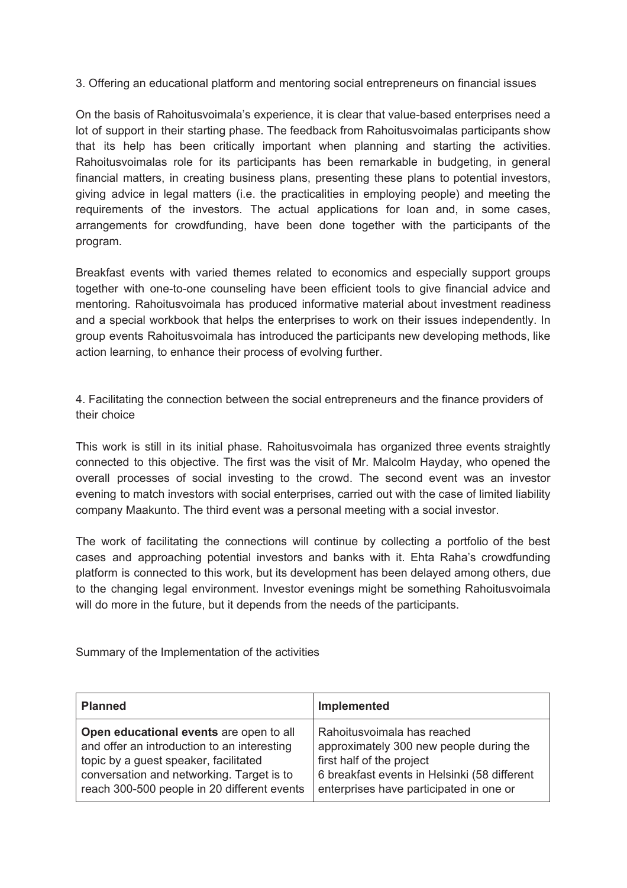3. Offering an educational platform and mentoring social entrepreneurs on financial issues

On the basis of Rahoitusvoimala's experience, it is clear that value-based enterprises need a lot of support in their starting phase. The feedback from Rahoitusvoimalas participants show that its help has been critically important when planning and starting the activities. Rahoitusvoimalas role for its participants has been remarkable in budgeting, in general financial matters, in creating business plans, presenting these plans to potential investors, giving advice in legal matters (i.e. the practicalities in employing people) and meeting the requirements of the investors. The actual applications for loan and, in some cases, arrangements for crowdfunding, have been done together with the participants of the program.

Breakfast events with varied themes related to economics and especially support groups together with one-to-one counseling have been efficient tools to give financial advice and mentoring. Rahoitusvoimala has produced informative material about investment readiness and a special workbook that helps the enterprises to work on their issues independently. In group events Rahoitusvoimala has introduced the participants new developing methods, like action learning, to enhance their process of evolving further.

4. Facilitating the connection between the social entrepreneurs and the finance providers of their choice

This work is still in its initial phase. Rahoitusvoimala has organized three events straightly connected to this objective. The first was the visit of Mr. Malcolm Hayday, who opened the overall processes of social investing to the crowd. The second event was an investor evening to match investors with social enterprises, carried out with the case of limited liability company Maakunto. The third event was a personal meeting with a social investor.

The work of facilitating the connections will continue by collecting a portfolio of the best cases and approaching potential investors and banks with it. Ehta Raha's crowdfunding platform is connected to this work, but its development has been delayed among others, due to the changing legal environment. Investor evenings might be something Rahoitusvoimala will do more in the future, but it depends from the needs of the participants.

Summary of the Implementation of the activities

| Planned | Implemented |
|---|---|
| **Open educational events** are open to all and offer an introduction to an interesting topic by a guest speaker, facilitated conversation and networking. Target is to reach 300-500 people in 20 different events | Rahoitusvoimala has reached approximately 300 new people during the first half of the project<br>6 breakfast events in Helsinki (58 different enterprises have participated in one or |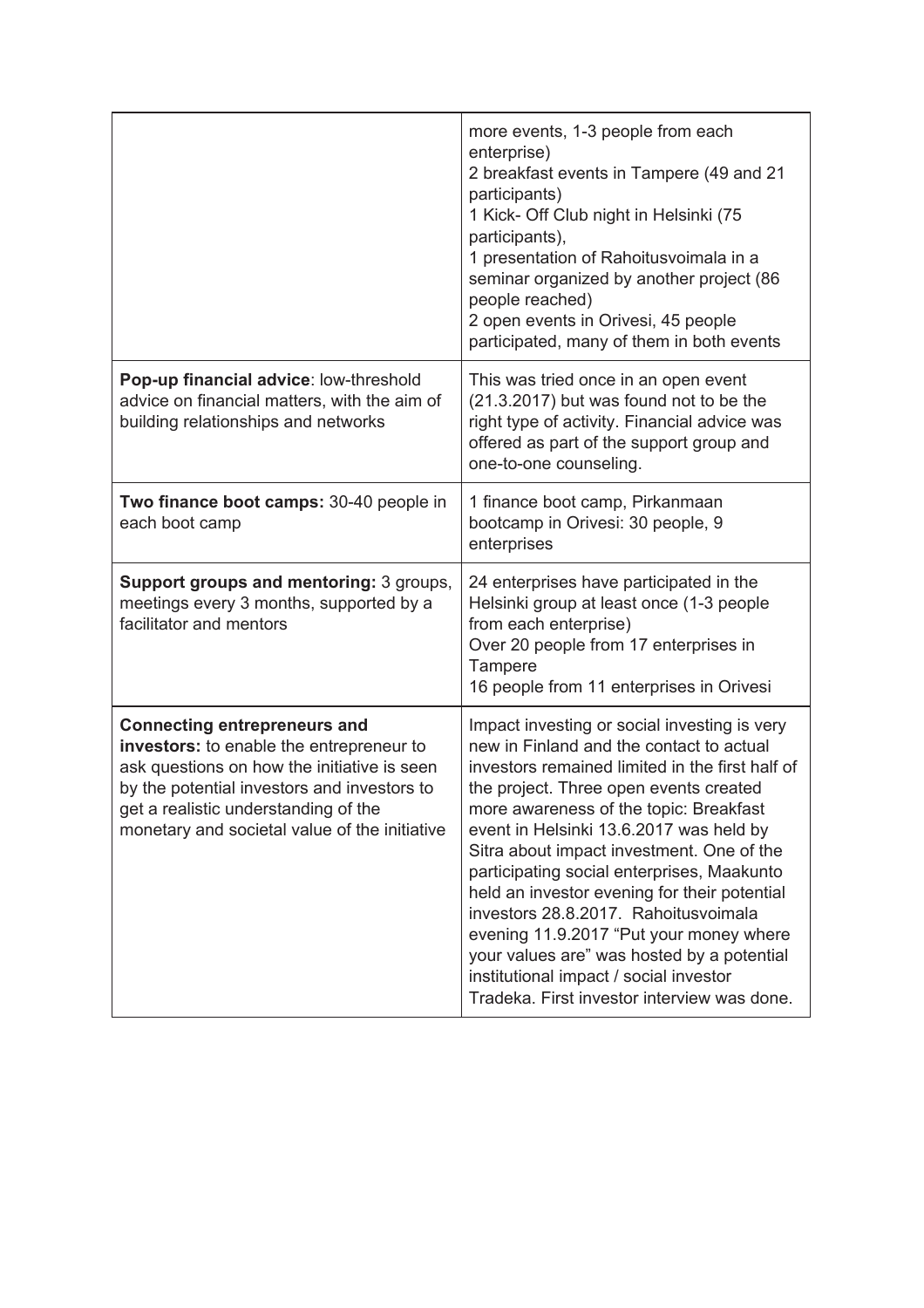| | |
|---|---|
| | more events, 1-3 people from each enterprise)<br>2 breakfast events in Tampere (49 and 21 participants)<br>1 Kick- Off Club night in Helsinki (75 participants),<br>1 presentation of Rahoitusvoimala in a seminar organized by another project (86 people reached)<br>2 open events in Orivesi, 45 people participated, many of them in both events |
| **Pop-up financial advice**: low-threshold advice on financial matters, with the aim of building relationships and networks | This was tried once in an open event (21.3.2017) but was found not to be the right type of activity. Financial advice was offered as part of the support group and one-to-one counseling. |
| **Two finance boot camps:** 30-40 people in each boot camp | 1 finance boot camp, Pirkanmaan bootcamp in Orivesi: 30 people, 9 enterprises |
| **Support groups and mentoring:** 3 groups, meetings every 3 months, supported by a facilitator and mentors | 24 enterprises have participated in the Helsinki group at least once (1-3 people from each enterprise)<br>Over 20 people from 17 enterprises in Tampere<br>16 people from 11 enterprises in Orivesi |
| **Connecting entrepreneurs and investors:** to enable the entrepreneur to ask questions on how the initiative is seen by the potential investors and investors to get a realistic understanding of the monetary and societal value of the initiative | Impact investing or social investing is very new in Finland and the contact to actual investors remained limited in the first half of the project. Three open events created more awareness of the topic: Breakfast event in Helsinki 13.6.2017 was held by Sitra about impact investment. One of the participating social enterprises, Maakunto held an investor evening for their potential investors 28.8.2017. Rahoitusvoimala evening 11.9.2017 "Put your money where your values are" was hosted by a potential institutional impact / social investor Tradeka. First investor interview was done. |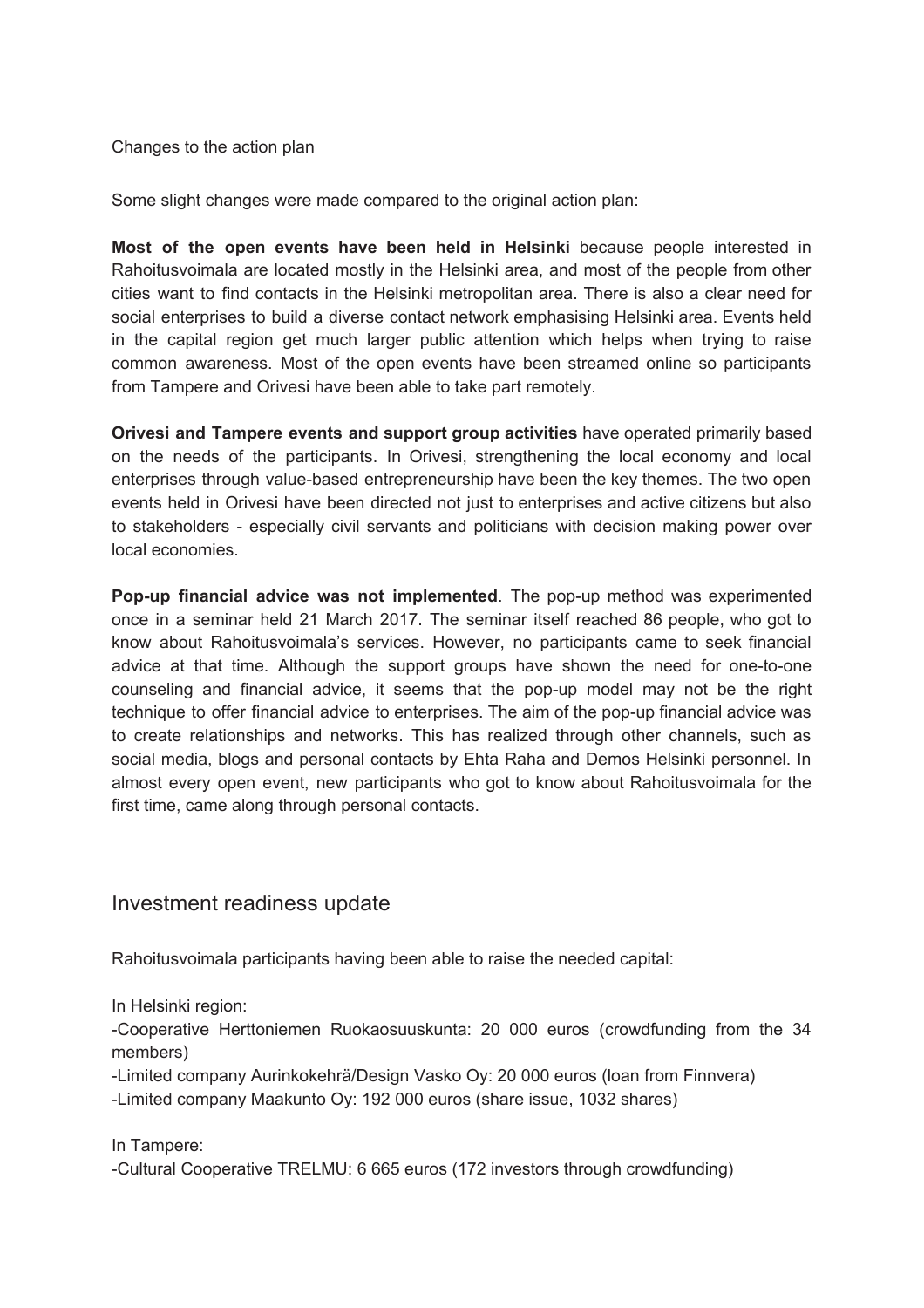Changes to the action plan

Some slight changes were made compared to the original action plan:

**Most of the open events have been held in Helsinki** because people interested in Rahoitusvoimala are located mostly in the Helsinki area, and most of the people from other cities want to find contacts in the Helsinki metropolitan area. There is also a clear need for social enterprises to build a diverse contact network emphasising Helsinki area. Events held in the capital region get much larger public attention which helps when trying to raise common awareness. Most of the open events have been streamed online so participants from Tampere and Orivesi have been able to take part remotely.

**Orivesi and Tampere events and support group activities** have operated primarily based on the needs of the participants. In Orivesi, strengthening the local economy and local enterprises through value-based entrepreneurship have been the key themes. The two open events held in Orivesi have been directed not just to enterprises and active citizens but also to stakeholders - especially civil servants and politicians with decision making power over local economies.

**Pop-up financial advice was not implemented**. The pop-up method was experimented once in a seminar held 21 March 2017. The seminar itself reached 86 people, who got to know about Rahoitusvoimala's services. However, no participants came to seek financial advice at that time. Although the support groups have shown the need for one-to-one counseling and financial advice, it seems that the pop-up model may not be the right technique to offer financial advice to enterprises. The aim of the pop-up financial advice was to create relationships and networks. This has realized through other channels, such as social media, blogs and personal contacts by Ehta Raha and Demos Helsinki personnel. In almost every open event, new participants who got to know about Rahoitusvoimala for the first time, came along through personal contacts.

## Investment readiness update

Rahoitusvoimala participants having been able to raise the needed capital:

In Helsinki region:

- Cooperative Herttoniemen Ruokaosuuskunta: 20 000 euros (crowdfunding from the 34 members)
- Limited company Aurinkokehrä/Design Vasko Oy: 20 000 euros (loan from Finnvera)
- Limited company Maakunto Oy: 192 000 euros (share issue, 1032 shares)

In Tampere:

- Cultural Cooperative TRELMU: 6 665 euros (172 investors through crowdfunding)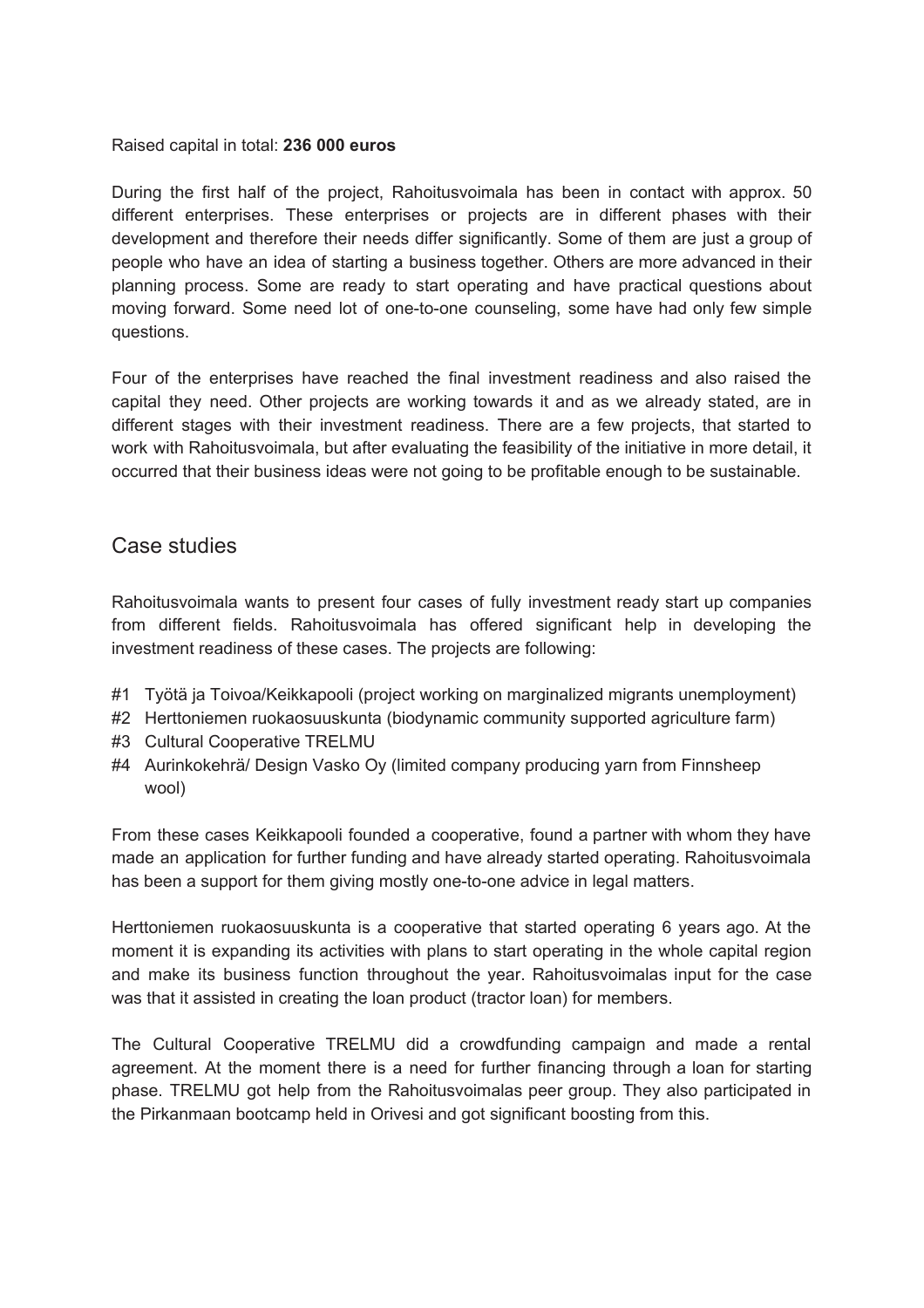Raised capital in total: **236 000 euros**

During the first half of the project, Rahoitusvoimala has been in contact with approx. 50 different enterprises. These enterprises or projects are in different phases with their development and therefore their needs differ significantly. Some of them are just a group of people who have an idea of starting a business together. Others are more advanced in their planning process. Some are ready to start operating and have practical questions about moving forward. Some need lot of one-to-one counseling, some have had only few simple questions.

Four of the enterprises have reached the final investment readiness and also raised the capital they need. Other projects are working towards it and as we already stated, are in different stages with their investment readiness. There are a few projects, that started to work with Rahoitusvoimala, but after evaluating the feasibility of the initiative in more detail, it occurred that their business ideas were not going to be profitable enough to be sustainable.

## Case studies

Rahoitusvoimala wants to present four cases of fully investment ready start up companies from different fields. Rahoitusvoimala has offered significant help in developing the investment readiness of these cases. The projects are following:

- #1 Työtä ja Toivoa/Keikkapooli (project working on marginalized migrants unemployment)
- #2 Herttoniemen ruokaosuuskunta (biodynamic community supported agriculture farm)
- #3 Cultural Cooperative TRELMU
- #4 Aurinkokehrä/ Design Vasko Oy (limited company producing yarn from Finnsheep wool)

From these cases Keikkapooli founded a cooperative, found a partner with whom they have made an application for further funding and have already started operating. Rahoitusvoimala has been a support for them giving mostly one-to-one advice in legal matters.

Herttoniemen ruokaosuuskunta is a cooperative that started operating 6 years ago. At the moment it is expanding its activities with plans to start operating in the whole capital region and make its business function throughout the year. Rahoitusvoimalas input for the case was that it assisted in creating the loan product (tractor loan) for members.

The Cultural Cooperative TRELMU did a crowdfunding campaign and made a rental agreement. At the moment there is a need for further financing through a loan for starting phase. TRELMU got help from the Rahoitusvoimalas peer group. They also participated in the Pirkanmaan bootcamp held in Orivesi and got significant boosting from this.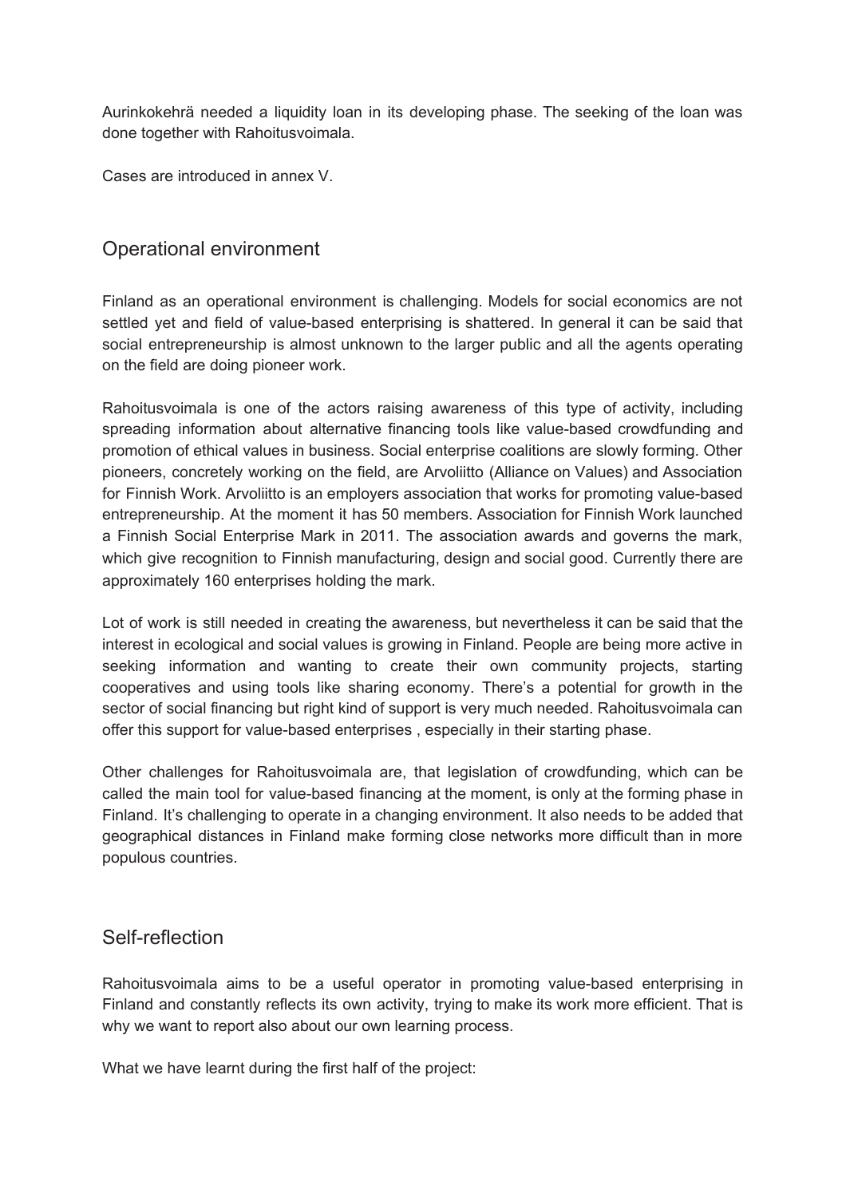Aurinkokehrä needed a liquidity loan in its developing phase. The seeking of the loan was done together with Rahoitusvoimala.

Cases are introduced in annex V.

## Operational environment

Finland as an operational environment is challenging. Models for social economics are not settled yet and field of value-based enterprising is shattered. In general it can be said that social entrepreneurship is almost unknown to the larger public and all the agents operating on the field are doing pioneer work.

Rahoitusvoimala is one of the actors raising awareness of this type of activity, including spreading information about alternative financing tools like value-based crowdfunding and promotion of ethical values in business. Social enterprise coalitions are slowly forming. Other pioneers, concretely working on the field, are Arvoliitto (Alliance on Values) and Association for Finnish Work. Arvoliitto is an employers association that works for promoting value-based entrepreneurship. At the moment it has 50 members. Association for Finnish Work launched a Finnish Social Enterprise Mark in 2011. The association awards and governs the mark, which give recognition to Finnish manufacturing, design and social good. Currently there are approximately 160 enterprises holding the mark.

Lot of work is still needed in creating the awareness, but nevertheless it can be said that the interest in ecological and social values is growing in Finland. People are being more active in seeking information and wanting to create their own community projects, starting cooperatives and using tools like sharing economy. There's a potential for growth in the sector of social financing but right kind of support is very much needed. Rahoitusvoimala can offer this support for value-based enterprises , especially in their starting phase.

Other challenges for Rahoitusvoimala are, that legislation of crowdfunding, which can be called the main tool for value-based financing at the moment, is only at the forming phase in Finland. It's challenging to operate in a changing environment. It also needs to be added that geographical distances in Finland make forming close networks more difficult than in more populous countries.

## Self-reflection

Rahoitusvoimala aims to be a useful operator in promoting value-based enterprising in Finland and constantly reflects its own activity, trying to make its work more efficient. That is why we want to report also about our own learning process.

What we have learnt during the first half of the project: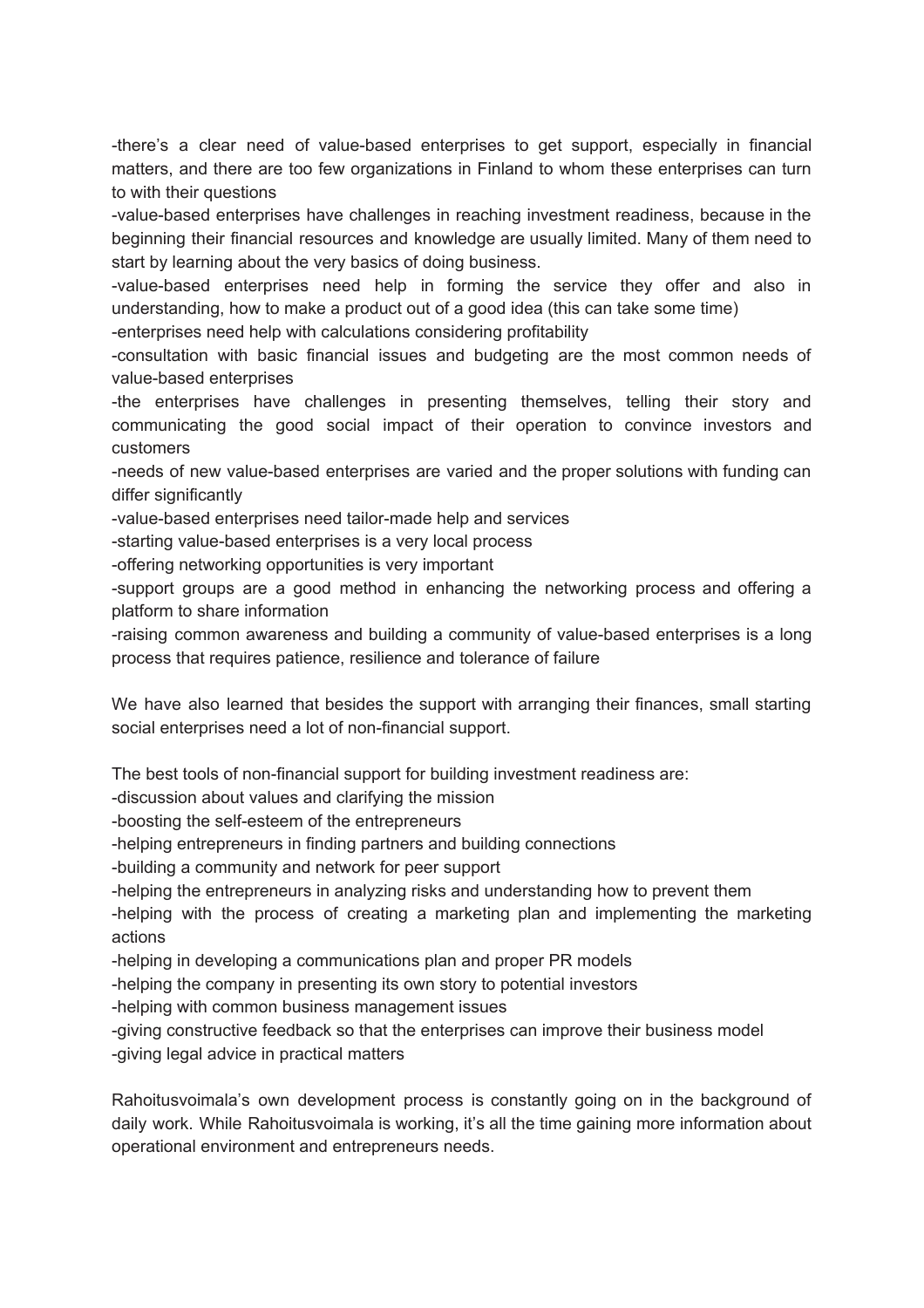-there's a clear need of value-based enterprises to get support, especially in financial matters, and there are too few organizations in Finland to whom these enterprises can turn to with their questions

-value-based enterprises have challenges in reaching investment readiness, because in the beginning their financial resources and knowledge are usually limited. Many of them need to start by learning about the very basics of doing business.

-value-based enterprises need help in forming the service they offer and also in understanding, how to make a product out of a good idea (this can take some time)

-enterprises need help with calculations considering profitability

-consultation with basic financial issues and budgeting are the most common needs of value-based enterprises

-the enterprises have challenges in presenting themselves, telling their story and communicating the good social impact of their operation to convince investors and customers

-needs of new value-based enterprises are varied and the proper solutions with funding can differ significantly

-value-based enterprises need tailor-made help and services

-starting value-based enterprises is a very local process

-offering networking opportunities is very important

-support groups are a good method in enhancing the networking process and offering a platform to share information

-raising common awareness and building a community of value-based enterprises is a long process that requires patience, resilience and tolerance of failure

We have also learned that besides the support with arranging their finances, small starting social enterprises need a lot of non-financial support.

The best tools of non-financial support for building investment readiness are:

-discussion about values and clarifying the mission

-boosting the self-esteem of the entrepreneurs

-helping entrepreneurs in finding partners and building connections

-building a community and network for peer support

-helping the entrepreneurs in analyzing risks and understanding how to prevent them

-helping with the process of creating a marketing plan and implementing the marketing actions

-helping in developing a communications plan and proper PR models

-helping the company in presenting its own story to potential investors

-helping with common business management issues

-giving constructive feedback so that the enterprises can improve their business model

-giving legal advice in practical matters

Rahoitusvoimala's own development process is constantly going on in the background of daily work. While Rahoitusvoimala is working, it's all the time gaining more information about operational environment and entrepreneurs needs.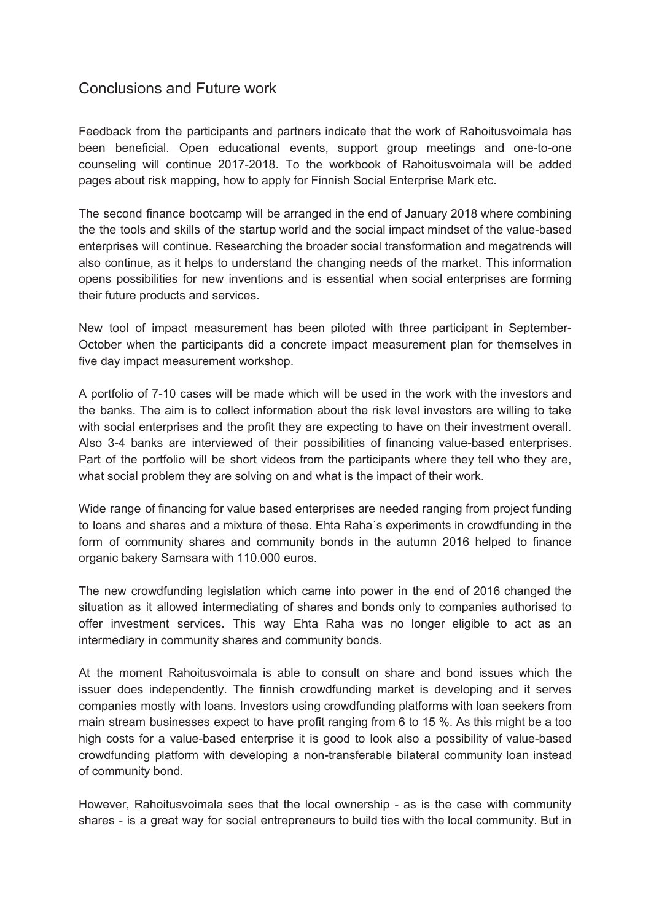## Conclusions and Future work

Feedback from the participants and partners indicate that the work of Rahoitusvoimala has been beneficial. Open educational events, support group meetings and one-to-one counseling will continue 2017-2018. To the workbook of Rahoitusvoimala will be added pages about risk mapping, how to apply for Finnish Social Enterprise Mark etc.

The second finance bootcamp will be arranged in the end of January 2018 where combining the the tools and skills of the startup world and the social impact mindset of the value-based enterprises will continue. Researching the broader social transformation and megatrends will also continue, as it helps to understand the changing needs of the market. This information opens possibilities for new inventions and is essential when social enterprises are forming their future products and services.

New tool of impact measurement has been piloted with three participant in September-October when the participants did a concrete impact measurement plan for themselves in five day impact measurement workshop.

A portfolio of 7-10 cases will be made which will be used in the work with the investors and the banks. The aim is to collect information about the risk level investors are willing to take with social enterprises and the profit they are expecting to have on their investment overall. Also 3-4 banks are interviewed of their possibilities of financing value-based enterprises. Part of the portfolio will be short videos from the participants where they tell who they are, what social problem they are solving on and what is the impact of their work.

Wide range of financing for value based enterprises are needed ranging from project funding to loans and shares and a mixture of these. Ehta Raha´s experiments in crowdfunding in the form of community shares and community bonds in the autumn 2016 helped to finance organic bakery Samsara with 110.000 euros.

The new crowdfunding legislation which came into power in the end of 2016 changed the situation as it allowed intermediating of shares and bonds only to companies authorised to offer investment services. This way Ehta Raha was no longer eligible to act as an intermediary in community shares and community bonds.

At the moment Rahoitusvoimala is able to consult on share and bond issues which the issuer does independently. The finnish crowdfunding market is developing and it serves companies mostly with loans. Investors using crowdfunding platforms with loan seekers from main stream businesses expect to have profit ranging from 6 to 15 %. As this might be a too high costs for a value-based enterprise it is good to look also a possibility of value-based crowdfunding platform with developing a non-transferable bilateral community loan instead of community bond.

However, Rahoitusvoimala sees that the local ownership - as is the case with community shares - is a great way for social entrepreneurs to build ties with the local community. But in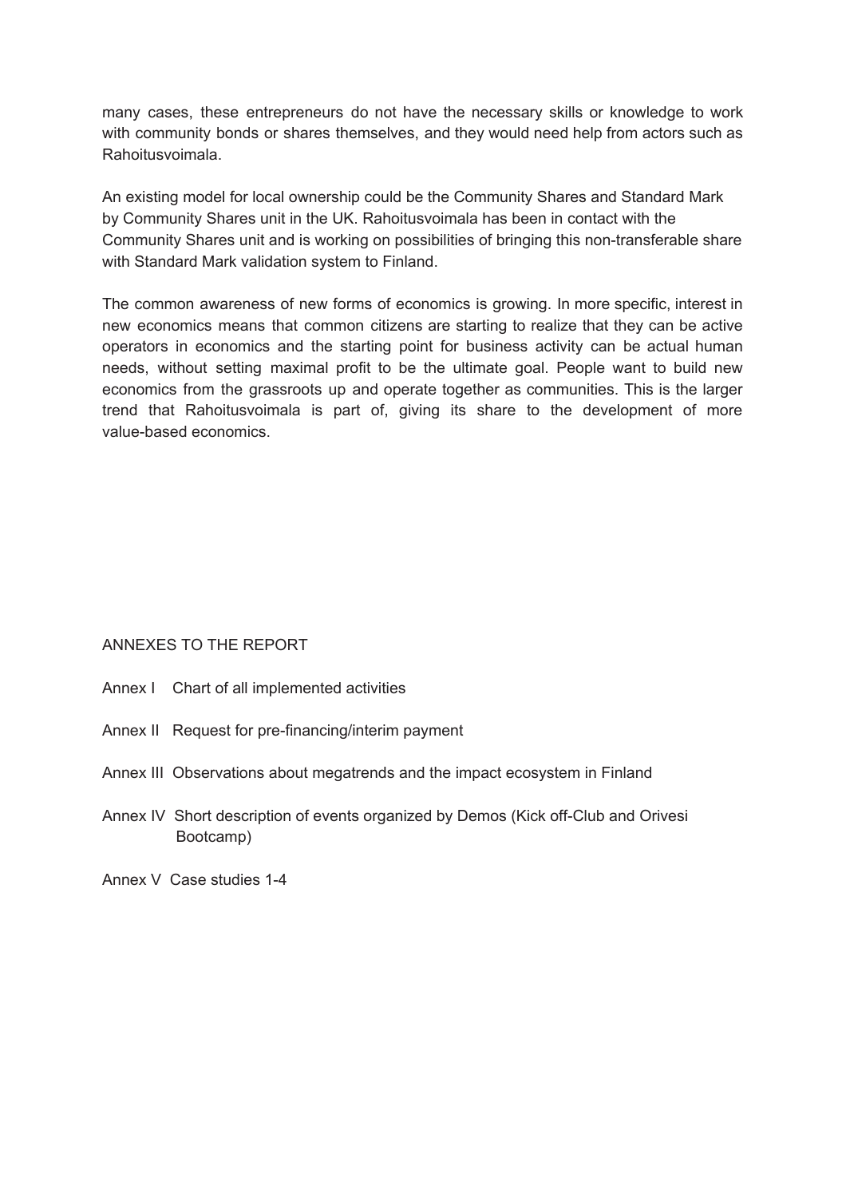many cases, these entrepreneurs do not have the necessary skills or knowledge to work with community bonds or shares themselves, and they would need help from actors such as Rahoitusvoimala.

An existing model for local ownership could be the Community Shares and Standard Mark by Community Shares unit in the UK. Rahoitusvoimala has been in contact with the Community Shares unit and is working on possibilities of bringing this non-transferable share with Standard Mark validation system to Finland.

The common awareness of new forms of economics is growing. In more specific, interest in new economics means that common citizens are starting to realize that they can be active operators in economics and the starting point for business activity can be actual human needs, without setting maximal profit to be the ultimate goal. People want to build new economics from the grassroots up and operate together as communities. This is the larger trend that Rahoitusvoimala is part of, giving its share to the development of more value-based economics.

ANNEXES TO THE REPORT

Annex I Chart of all implemented activities

Annex II Request for pre-financing/interim payment

Annex III Observations about megatrends and the impact ecosystem in Finland

Annex IV Short description of events organized by Demos (Kick off-Club and Orivesi Bootcamp)

Annex V Case studies 1-4